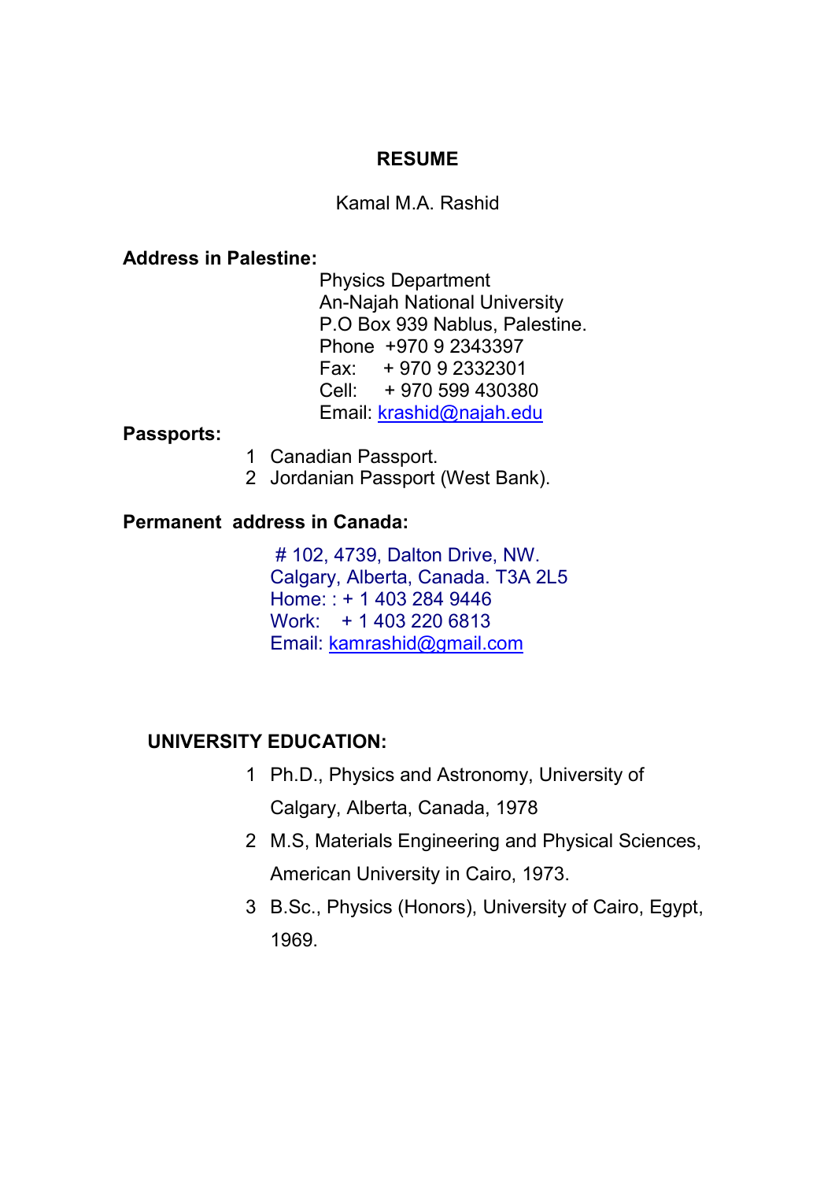# RESUME

Kamal M.A. Rashid

**Address in Palestine:**

Physics Department
An-Najah National University
P.O Box 939 Nablus, Palestine.
Phone +970 9 2343397
Fax: + 970 9 2332301
Cell: + 970 599 430380
Email: krashid@najah.edu

**Passports:**

1. Canadian Passport.
2. Jordanian Passport (West Bank).

**Permanent address in Canada:**

# 102, 4739, Dalton Drive, NW.
Calgary, Alberta, Canada. T3A 2L5
Home: : + 1 403 284 9446
Work: + 1 403 220 6813
Email: kamrashid@gmail.com

## UNIVERSITY EDUCATION:

1. Ph.D., Physics and Astronomy, University of Calgary, Alberta, Canada, 1978
2. M.S, Materials Engineering and Physical Sciences, American University in Cairo, 1973.
3. B.Sc., Physics (Honors), University of Cairo, Egypt, 1969.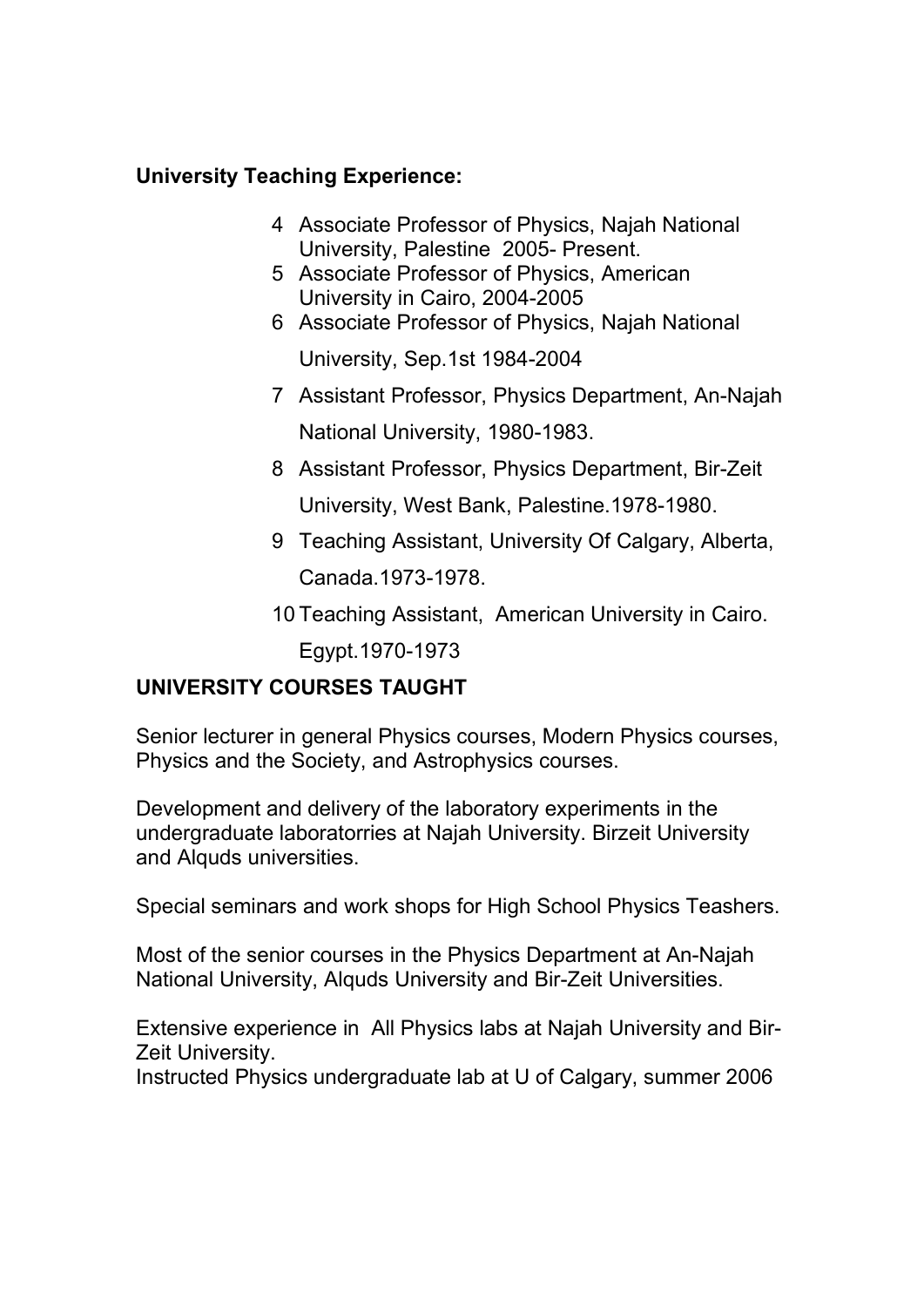**University Teaching Experience:**

4. Associate Professor of Physics, Najah National University, Palestine 2005- Present.
5. Associate Professor of Physics, American University in Cairo, 2004-2005
6. Associate Professor of Physics, Najah National University, Sep.1st 1984-2004
7. Assistant Professor, Physics Department, An-Najah National University, 1980-1983.
8. Assistant Professor, Physics Department, Bir-Zeit University, West Bank, Palestine.1978-1980.
9. Teaching Assistant, University Of Calgary, Alberta, Canada.1973-1978.
10. Teaching Assistant, American University in Cairo. Egypt.1970-1973

**UNIVERSITY COURSES TAUGHT**

Senior lecturer in general Physics courses, Modern Physics courses, Physics and the Society, and Astrophysics courses.

Development and delivery of the laboratory experiments in the undergraduate laboratorries at Najah University. Birzeit University and Alquds universities.

Special seminars and work shops for High School Physics Teashers.

Most of the senior courses in the Physics Department at An-Najah National University, Alquds University and Bir-Zeit Universities.

Extensive experience in All Physics labs at Najah University and Bir-Zeit University.
Instructed Physics undergraduate lab at U of Calgary, summer 2006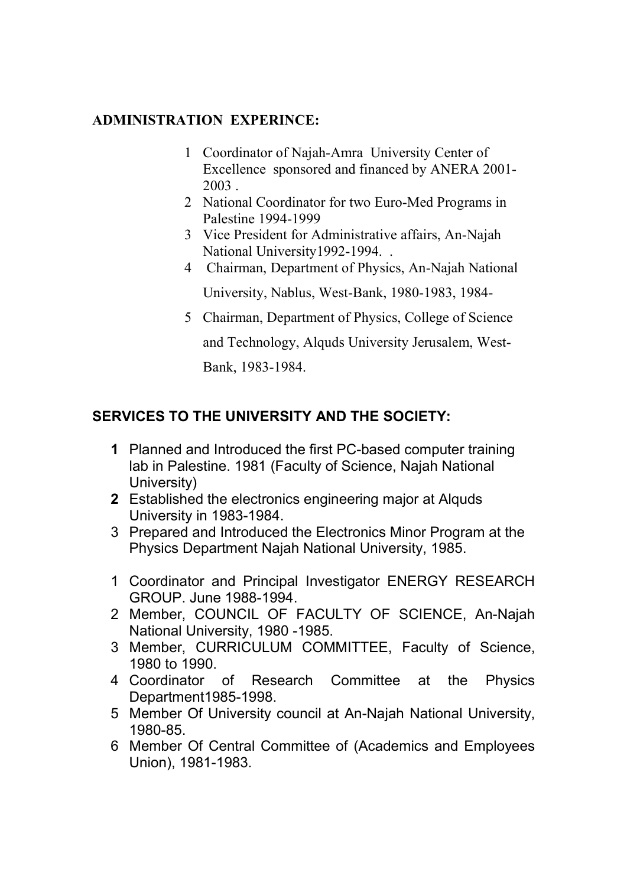**ADMINISTRATION EXPERINCE:**

1. Coordinator of Najah-Amra University Center of Excellence sponsored and financed by ANERA 2001-2003 .
2. National Coordinator for two Euro-Med Programs in Palestine 1994-1999
3. Vice President for Administrative affairs, An-Najah National University1992-1994. .
4. Chairman, Department of Physics, An-Najah National University, Nablus, West-Bank, 1980-1983, 1984-
5. Chairman, Department of Physics, College of Science and Technology, Alquds University Jerusalem, West-Bank, 1983-1984.

**SERVICES TO THE UNIVERSITY AND THE SOCIETY:**

**1** Planned and Introduced the first PC-based computer training lab in Palestine. 1981 (Faculty of Science, Najah National University)

**2** Established the electronics engineering major at Alquds University in 1983-1984.

3 Prepared and Introduced the Electronics Minor Program at the Physics Department Najah National University, 1985.

1 Coordinator and Principal Investigator ENERGY RESEARCH GROUP. June 1988-1994.

2 Member, COUNCIL OF FACULTY OF SCIENCE, An-Najah National University, 1980 -1985.

3 Member, CURRICULUM COMMITTEE, Faculty of Science, 1980 to 1990.

4 Coordinator of Research Committee at the Physics Department1985-1998.

5 Member Of University council at An-Najah National University, 1980-85.

6 Member Of Central Committee of (Academics and Employees Union), 1981-1983.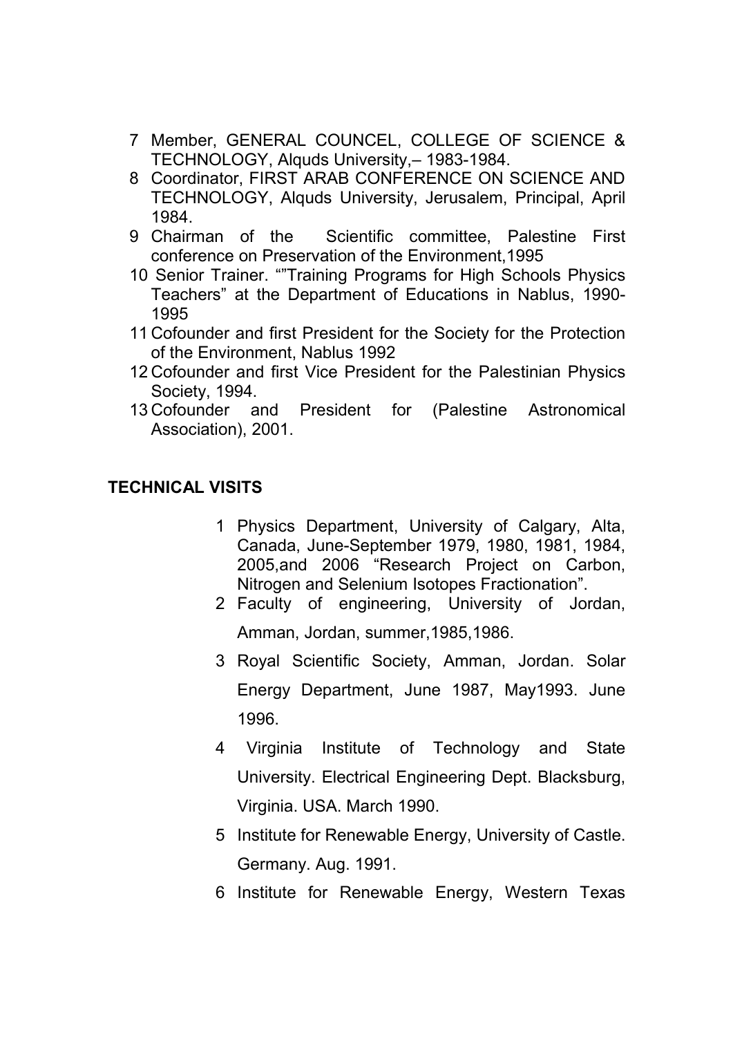7. Member, GENERAL COUNCEL, COLLEGE OF SCIENCE & TECHNOLOGY, Alquds University,– 1983-1984.
8. Coordinator, FIRST ARAB CONFERENCE ON SCIENCE AND TECHNOLOGY, Alquds University, Jerusalem, Principal, April 1984.
9. Chairman of the Scientific committee, Palestine First conference on Preservation of the Environment,1995
10. Senior Trainer. ""Training Programs for High Schools Physics Teachers" at the Department of Educations in Nablus, 1990-1995
11. Cofounder and first President for the Society for the Protection of the Environment, Nablus 1992
12. Cofounder and first Vice President for the Palestinian Physics Society, 1994.
13. Cofounder and President for (Palestine Astronomical Association), 2001.

## TECHNICAL VISITS

1. Physics Department, University of Calgary, Alta, Canada, June-September 1979, 1980, 1981, 1984, 2005,and 2006 "Research Project on Carbon, Nitrogen and Selenium Isotopes Fractionation".
2. Faculty of engineering, University of Jordan, Amman, Jordan, summer,1985,1986.
3. Royal Scientific Society, Amman, Jordan. Solar Energy Department, June 1987, May1993. June 1996.
4. Virginia Institute of Technology and State University. Electrical Engineering Dept. Blacksburg, Virginia. USA. March 1990.
5. Institute for Renewable Energy, University of Castle. Germany. Aug. 1991.
6. Institute for Renewable Energy, Western Texas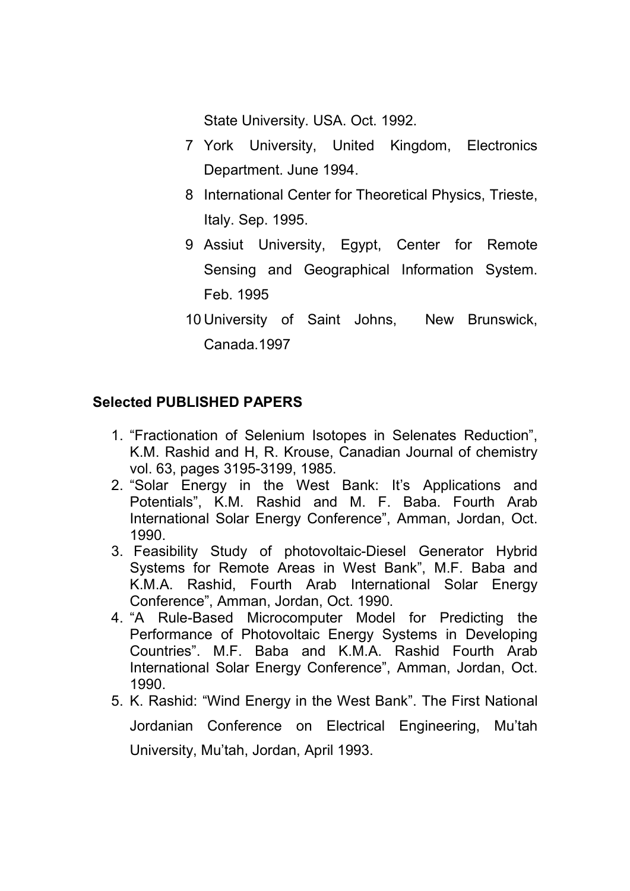State University. USA. Oct. 1992.

7 York University, United Kingdom, Electronics Department. June 1994.

8 International Center for Theoretical Physics, Trieste, Italy. Sep. 1995.

9 Assiut University, Egypt, Center for Remote Sensing and Geographical Information System. Feb. 1995

10 University of Saint Johns, New Brunswick, Canada.1997

**Selected PUBLISHED PAPERS**

1. "Fractionation of Selenium Isotopes in Selenates Reduction", K.M. Rashid and H, R. Krouse, Canadian Journal of chemistry vol. 63, pages 3195-3199, 1985.
2. "Solar Energy in the West Bank: It's Applications and Potentials", K.M. Rashid and M. F. Baba. Fourth Arab International Solar Energy Conference", Amman, Jordan, Oct. 1990.
3. Feasibility Study of photovoltaic-Diesel Generator Hybrid Systems for Remote Areas in West Bank", M.F. Baba and K.M.A. Rashid, Fourth Arab International Solar Energy Conference", Amman, Jordan, Oct. 1990.
4. "A Rule-Based Microcomputer Model for Predicting the Performance of Photovoltaic Energy Systems in Developing Countries". M.F. Baba and K.M.A. Rashid Fourth Arab International Solar Energy Conference", Amman, Jordan, Oct. 1990.
5. K. Rashid: "Wind Energy in the West Bank". The First National Jordanian Conference on Electrical Engineering, Mu'tah University, Mu'tah, Jordan, April 1993.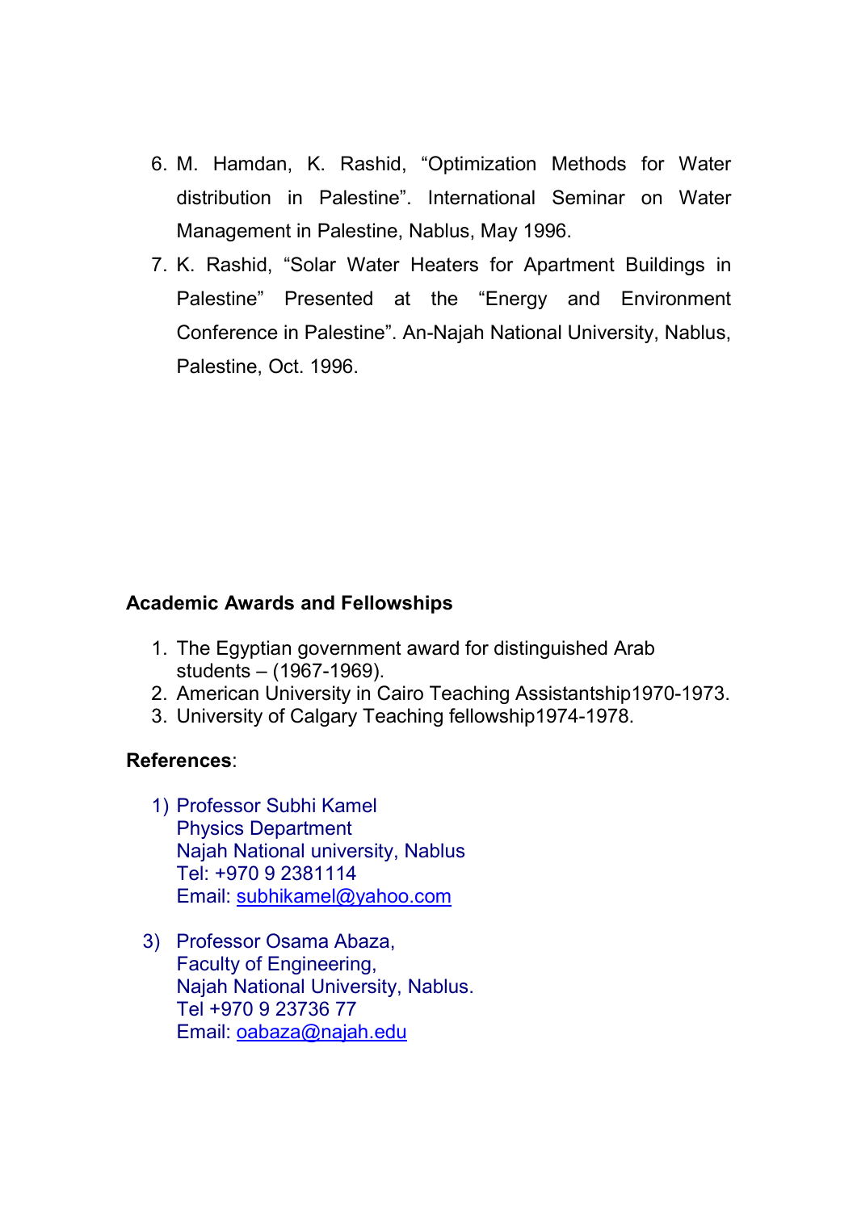6. M. Hamdan, K. Rashid, “Optimization Methods for Water distribution in Palestine”. International Seminar on Water Management in Palestine, Nablus, May 1996.
7. K. Rashid, “Solar Water Heaters for Apartment Buildings in Palestine” Presented at the “Energy and Environment Conference in Palestine”. An-Najah National University, Nablus, Palestine, Oct. 1996.

**Academic Awards and Fellowships**

1. The Egyptian government award for distinguished Arab students – (1967-1969).
2. American University in Cairo Teaching Assistantship1970-1973.
3. University of Calgary Teaching fellowship1974-1978.

**References**:

1) Professor Subhi Kamel  
Physics Department  
Najah National university, Nablus  
Tel: +970 9 2381114  
Email: subhikamel@yahoo.com

3) Professor Osama Abaza,  
Faculty of Engineering,  
Najah National University, Nablus.  
Tel +970 9 23736 77  
Email: oabaza@najah.edu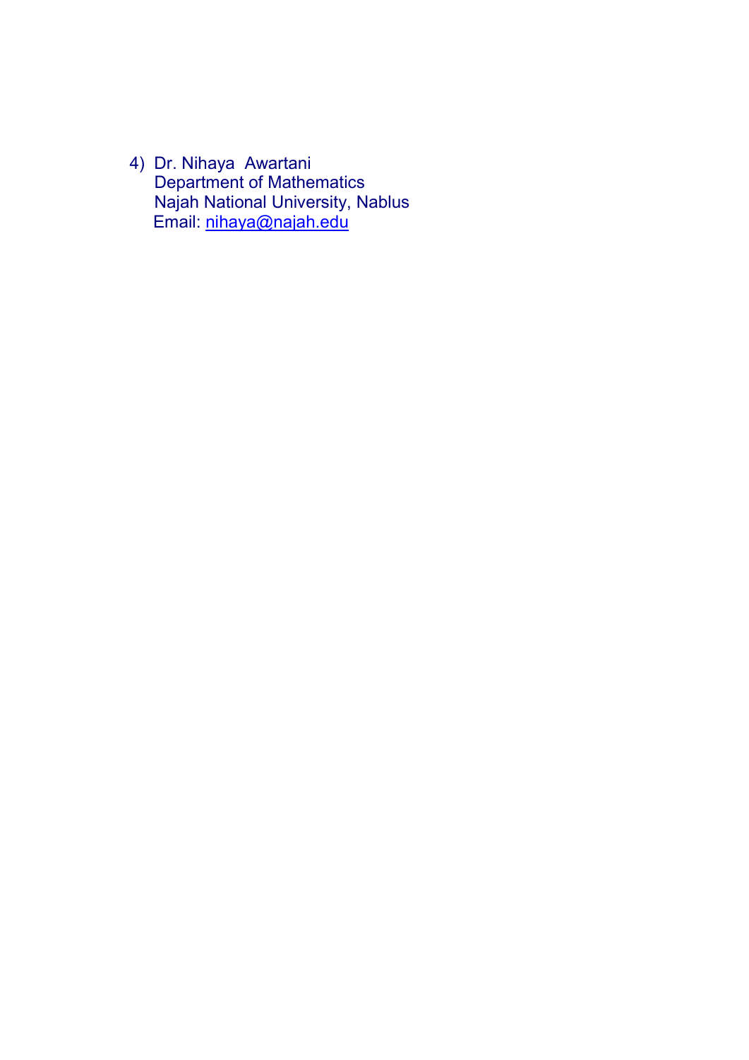4) Dr. Nihaya Awartani
   Department of Mathematics
   Najah National University, Nablus
   Email: nihaya@najah.edu